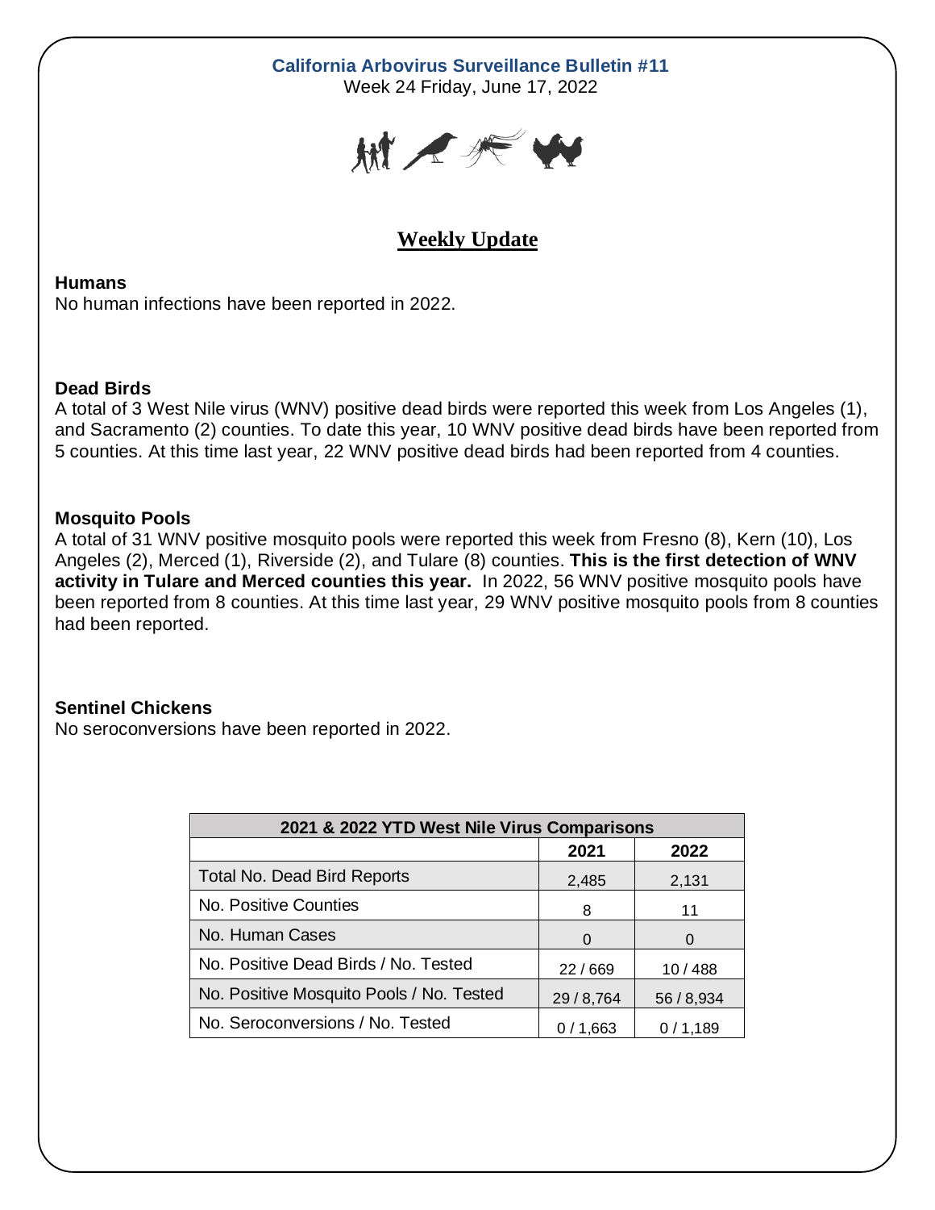**California Arbovirus Surveillance Bulletin #11**

Week 24 Friday, June 17, 2022

## Weekly Update

### Humans

No human infections have been reported in 2022.

### Dead Birds

A total of 3 West Nile virus (WNV) positive dead birds were reported this week from Los Angeles (1), and Sacramento (2) counties. To date this year, 10 WNV positive dead birds have been reported from 5 counties. At this time last year, 22 WNV positive dead birds had been reported from 4 counties.

### Mosquito Pools

A total of 31 WNV positive mosquito pools were reported this week from Fresno (8), Kern (10), Los Angeles (2), Merced (1), Riverside (2), and Tulare (8) counties. **This is the first detection of WNV activity in Tulare and Merced counties this year.** In 2022, 56 WNV positive mosquito pools have been reported from 8 counties. At this time last year, 29 WNV positive mosquito pools from 8 counties had been reported.

### Sentinel Chickens

No seroconversions have been reported in 2022.

| 2021 & 2022 YTD West Nile Virus Comparisons | | |
|---|---|---|
| | 2021 | 2022 |
| Total No. Dead Bird Reports | 2,485 | 2,131 |
| No. Positive Counties | 8 | 11 |
| No. Human Cases | 0 | 0 |
| No. Positive Dead Birds / No. Tested | 22 / 669 | 10 / 488 |
| No. Positive Mosquito Pools / No. Tested | 29 / 8,764 | 56 / 8,934 |
| No. Seroconversions / No. Tested | 0 / 1,663 | 0 / 1,189 |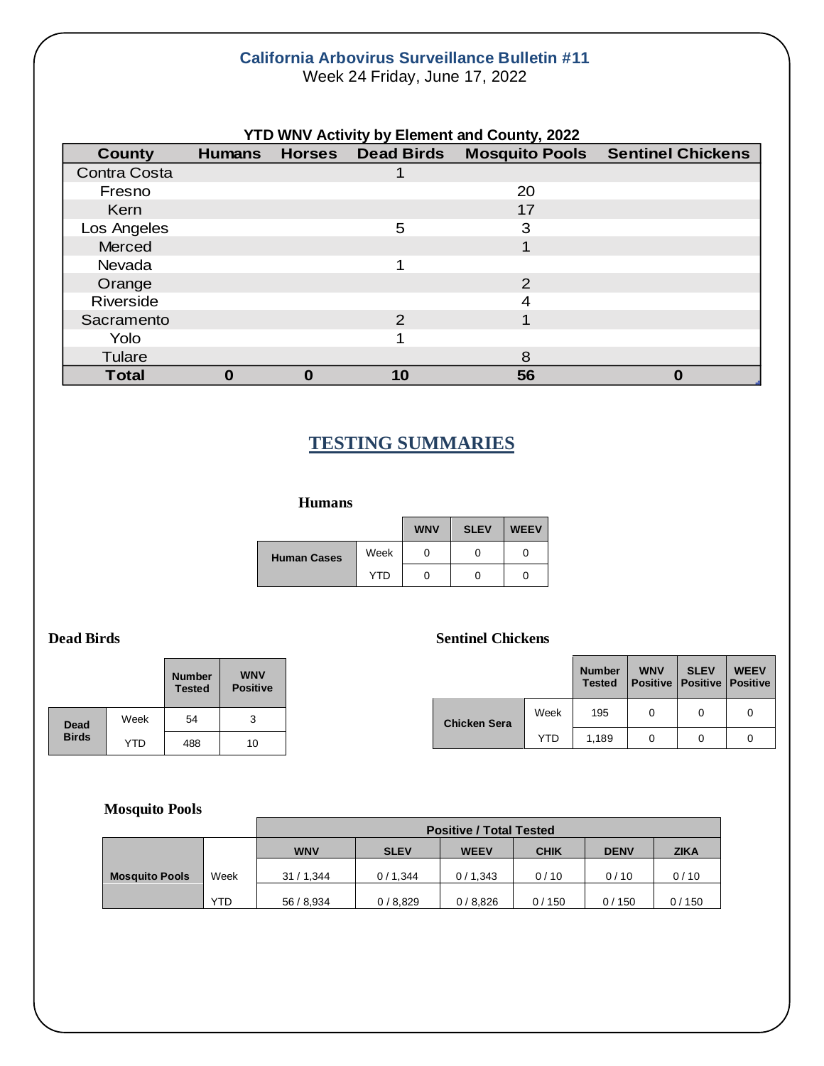**California Arbovirus Surveillance Bulletin #11**
Week 24 Friday, June 17, 2022

**YTD WNV Activity by Element and County, 2022**

| County | Humans | Horses | Dead Birds | Mosquito Pools | Sentinel Chickens |
|---|---|---|---|---|---|
| Contra Costa | | | 1 | | |
| Fresno | | | | 20 | |
| Kern | | | | 17 | |
| Los Angeles | | | 5 | 3 | |
| Merced | | | | 1 | |
| Nevada | | | 1 | | |
| Orange | | | | 2 | |
| Riverside | | | | 4 | |
| Sacramento | | | 2 | 1 | |
| Yolo | | | 1 | | |
| Tulare | | | | 8 | |
| **Total** | **0** | **0** | **10** | **56** | **0** |

## TESTING SUMMARIES

### Humans

| | | WNV | SLEV | WEEV |
|---|---|---|---|---|
| Human Cases | Week | 0 | 0 | 0 |
| | YTD | 0 | 0 | 0 |

### Dead Birds

| | | Number Tested | WNV Positive |
|---|---|---|---|
| Dead Birds | Week | 54 | 3 |
| | YTD | 488 | 10 |

### Sentinel Chickens

| | | Number Tested | WNV Positive | SLEV Positive | WEEV Positive |
|---|---|---|---|---|---|
| Chicken Sera | Week | 195 | 0 | 0 | 0 |
| | YTD | 1,189 | 0 | 0 | 0 |

### Mosquito Pools

| | | Positive / Total Tested | | | | | |
|---|---|---|---|---|---|---|---|
| | | WNV | SLEV | WEEV | CHIK | DENV | ZIKA |
| Mosquito Pools | Week | 31 / 1,344 | 0 / 1,344 | 0 / 1,343 | 0 / 10 | 0 / 10 | 0 / 10 |
| | YTD | 56 / 8,934 | 0 / 8,829 | 0 / 8,826 | 0 / 150 | 0 / 150 | 0 / 150 |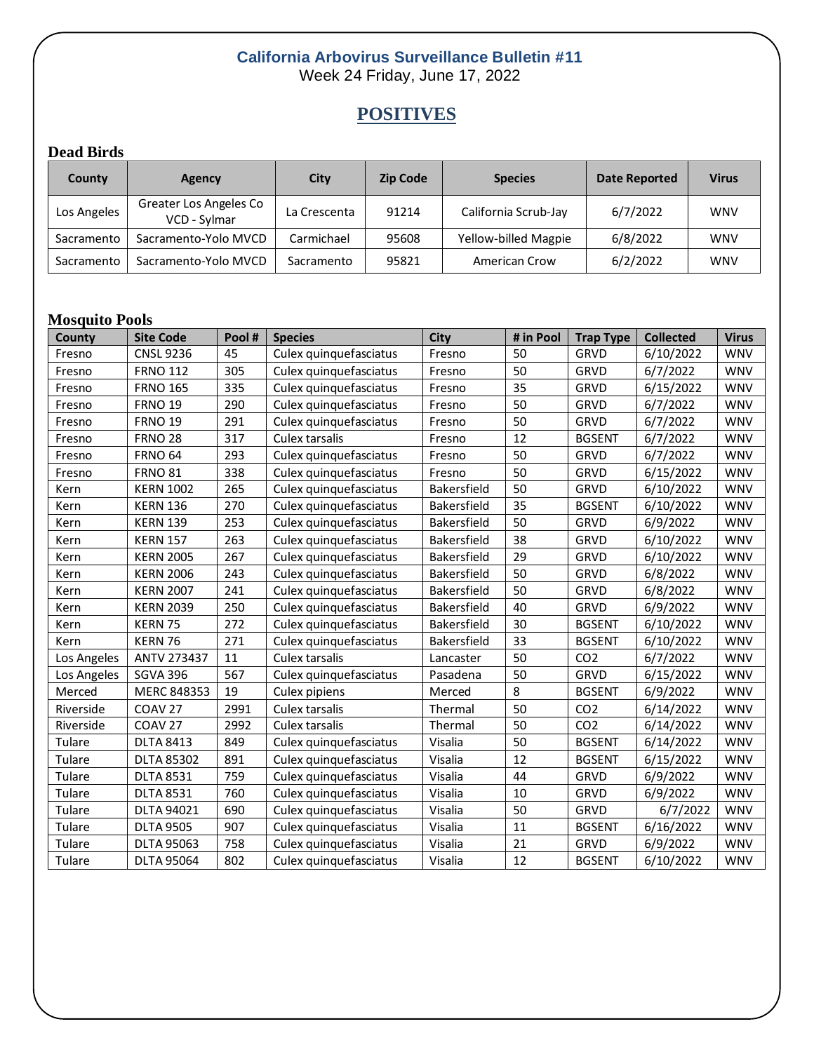# California Arbovirus Surveillance Bulletin #11

Week 24 Friday, June 17, 2022

## POSITIVES

### Dead Birds

| County | Agency | City | Zip Code | Species | Date Reported | Virus |
|---|---|---|---|---|---|---|
| Los Angeles | Greater Los Angeles Co VCD - Sylmar | La Crescenta | 91214 | California Scrub-Jay | 6/7/2022 | WNV |
| Sacramento | Sacramento-Yolo MVCD | Carmichael | 95608 | Yellow-billed Magpie | 6/8/2022 | WNV |
| Sacramento | Sacramento-Yolo MVCD | Sacramento | 95821 | American Crow | 6/2/2022 | WNV |

### Mosquito Pools

| County | Site Code | Pool # | Species | City | # in Pool | Trap Type | Collected | Virus |
|---|---|---|---|---|---|---|---|---|
| Fresno | CNSL 9236 | 45 | Culex quinquefasciatus | Fresno | 50 | GRVD | 6/10/2022 | WNV |
| Fresno | FRNO 112 | 305 | Culex quinquefasciatus | Fresno | 50 | GRVD | 6/7/2022 | WNV |
| Fresno | FRNO 165 | 335 | Culex quinquefasciatus | Fresno | 35 | GRVD | 6/15/2022 | WNV |
| Fresno | FRNO 19 | 290 | Culex quinquefasciatus | Fresno | 50 | GRVD | 6/7/2022 | WNV |
| Fresno | FRNO 19 | 291 | Culex quinquefasciatus | Fresno | 50 | GRVD | 6/7/2022 | WNV |
| Fresno | FRNO 28 | 317 | Culex tarsalis | Fresno | 12 | BGSENT | 6/7/2022 | WNV |
| Fresno | FRNO 64 | 293 | Culex quinquefasciatus | Fresno | 50 | GRVD | 6/7/2022 | WNV |
| Fresno | FRNO 81 | 338 | Culex quinquefasciatus | Fresno | 50 | GRVD | 6/15/2022 | WNV |
| Kern | KERN 1002 | 265 | Culex quinquefasciatus | Bakersfield | 50 | GRVD | 6/10/2022 | WNV |
| Kern | KERN 136 | 270 | Culex quinquefasciatus | Bakersfield | 35 | BGSENT | 6/10/2022 | WNV |
| Kern | KERN 139 | 253 | Culex quinquefasciatus | Bakersfield | 50 | GRVD | 6/9/2022 | WNV |
| Kern | KERN 157 | 263 | Culex quinquefasciatus | Bakersfield | 38 | GRVD | 6/10/2022 | WNV |
| Kern | KERN 2005 | 267 | Culex quinquefasciatus | Bakersfield | 29 | GRVD | 6/10/2022 | WNV |
| Kern | KERN 2006 | 243 | Culex quinquefasciatus | Bakersfield | 50 | GRVD | 6/8/2022 | WNV |
| Kern | KERN 2007 | 241 | Culex quinquefasciatus | Bakersfield | 50 | GRVD | 6/8/2022 | WNV |
| Kern | KERN 2039 | 250 | Culex quinquefasciatus | Bakersfield | 40 | GRVD | 6/9/2022 | WNV |
| Kern | KERN 75 | 272 | Culex quinquefasciatus | Bakersfield | 30 | BGSENT | 6/10/2022 | WNV |
| Kern | KERN 76 | 271 | Culex quinquefasciatus | Bakersfield | 33 | BGSENT | 6/10/2022 | WNV |
| Los Angeles | ANTV 273437 | 11 | Culex tarsalis | Lancaster | 50 | CO2 | 6/7/2022 | WNV |
| Los Angeles | SGVA 396 | 567 | Culex quinquefasciatus | Pasadena | 50 | GRVD | 6/15/2022 | WNV |
| Merced | MERC 848353 | 19 | Culex pipiens | Merced | 8 | BGSENT | 6/9/2022 | WNV |
| Riverside | COAV 27 | 2991 | Culex tarsalis | Thermal | 50 | CO2 | 6/14/2022 | WNV |
| Riverside | COAV 27 | 2992 | Culex tarsalis | Thermal | 50 | CO2 | 6/14/2022 | WNV |
| Tulare | DLTA 8413 | 849 | Culex quinquefasciatus | Visalia | 50 | BGSENT | 6/14/2022 | WNV |
| Tulare | DLTA 85302 | 891 | Culex quinquefasciatus | Visalia | 12 | BGSENT | 6/15/2022 | WNV |
| Tulare | DLTA 8531 | 759 | Culex quinquefasciatus | Visalia | 44 | GRVD | 6/9/2022 | WNV |
| Tulare | DLTA 8531 | 760 | Culex quinquefasciatus | Visalia | 10 | GRVD | 6/9/2022 | WNV |
| Tulare | DLTA 94021 | 690 | Culex quinquefasciatus | Visalia | 50 | GRVD | 6/7/2022 | WNV |
| Tulare | DLTA 9505 | 907 | Culex quinquefasciatus | Visalia | 11 | BGSENT | 6/16/2022 | WNV |
| Tulare | DLTA 95063 | 758 | Culex quinquefasciatus | Visalia | 21 | GRVD | 6/9/2022 | WNV |
| Tulare | DLTA 95064 | 802 | Culex quinquefasciatus | Visalia | 12 | BGSENT | 6/10/2022 | WNV |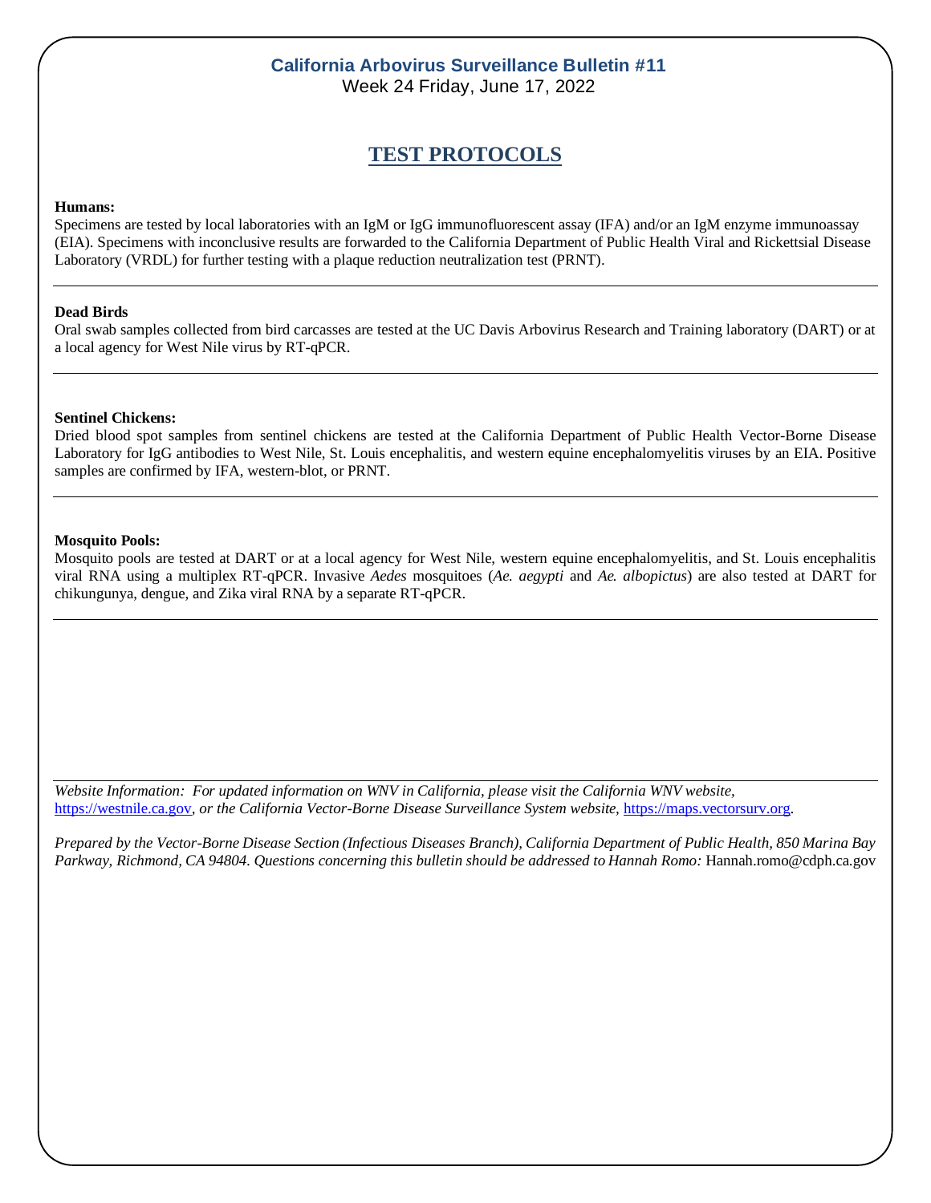**California Arbovirus Surveillance Bulletin #11**
Week 24 Friday, June 17, 2022

# TEST PROTOCOLS

**Humans:**
Specimens are tested by local laboratories with an IgM or IgG immunofluorescent assay (IFA) and/or an IgM enzyme immunoassay (EIA). Specimens with inconclusive results are forwarded to the California Department of Public Health Viral and Rickettsial Disease Laboratory (VRDL) for further testing with a plaque reduction neutralization test (PRNT).

---

**Dead Birds**
Oral swab samples collected from bird carcasses are tested at the UC Davis Arbovirus Research and Training laboratory (DART) or at a local agency for West Nile virus by RT-qPCR.

---

**Sentinel Chickens:**
Dried blood spot samples from sentinel chickens are tested at the California Department of Public Health Vector-Borne Disease Laboratory for IgG antibodies to West Nile, St. Louis encephalitis, and western equine encephalomyelitis viruses by an EIA. Positive samples are confirmed by IFA, western-blot, or PRNT.

---

**Mosquito Pools:**
Mosquito pools are tested at DART or at a local agency for West Nile, western equine encephalomyelitis, and St. Louis encephalitis viral RNA using a multiplex RT-qPCR. Invasive *Aedes* mosquitoes (*Ae. aegypti* and *Ae. albopictus*) are also tested at DART for chikungunya, dengue, and Zika viral RNA by a separate RT-qPCR.

---

*Website Information: For updated information on WNV in California, please visit the California WNV website,* [https://westnile.ca.gov](https://westnile.ca.gov)*, or the California Vector-Borne Disease Surveillance System website,* [https://maps.vectorsurv.org](https://maps.vectorsurv.org)*.*

*Prepared by the Vector-Borne Disease Section (Infectious Diseases Branch), California Department of Public Health, 850 Marina Bay Parkway, Richmond, CA 94804. Questions concerning this bulletin should be addressed to Hannah Romo:* Hannah.romo@cdph.ca.gov